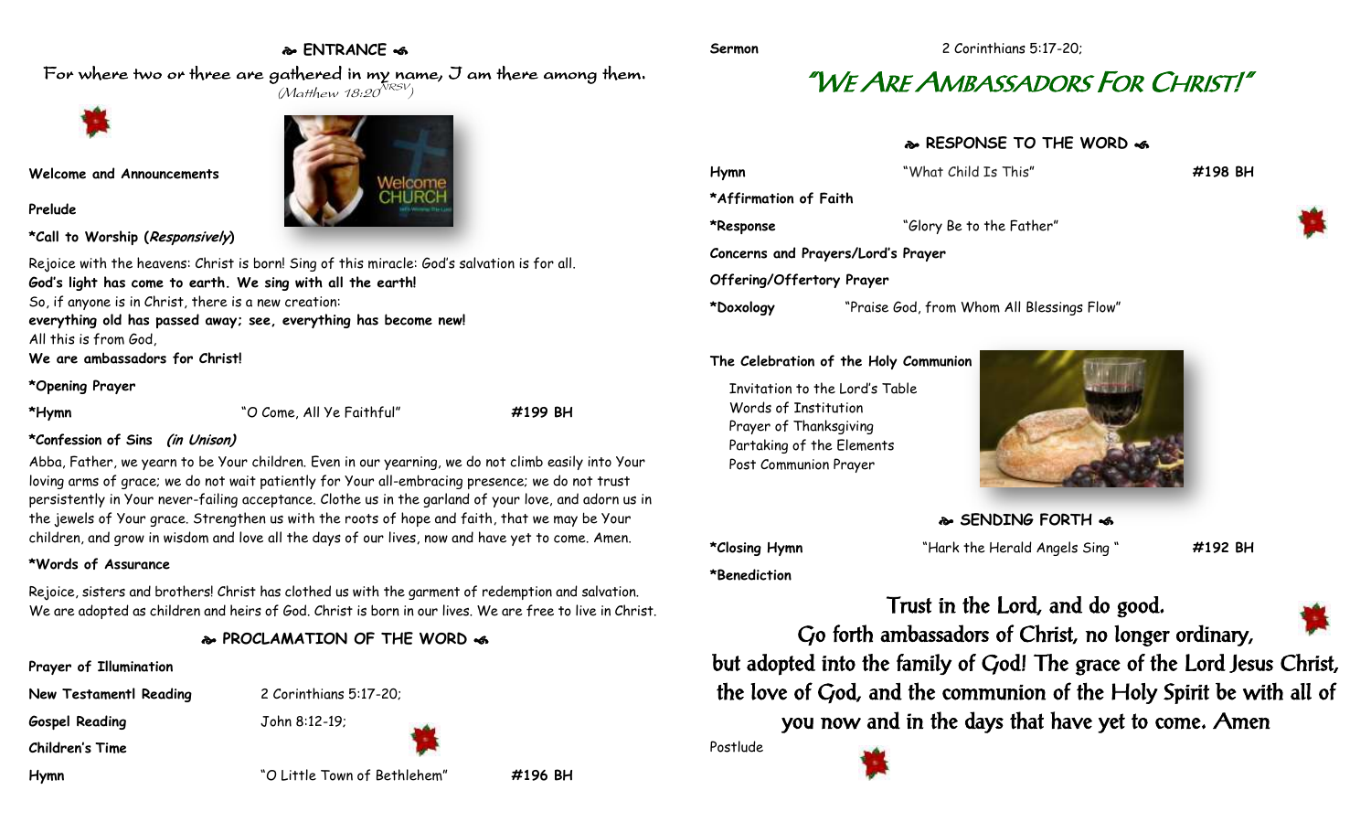## ENTRANCE

*For where two or three are gathered in my name, I am there among them.*
*(Matthew 18:20 NRSV)*

**Welcome and Announcements**

**Prelude**

***Call to Worship (*Responsively*)**

Rejoice with the heavens: Christ is born! Sing of this miracle: God's salvation is for all.
**God's light has come to earth. We sing with all the earth!**
So, if anyone is in Christ, there is a new creation:
**everything old has passed away; see, everything has become new!**
All this is from God,
**We are ambassadors for Christ!**

***Opening Prayer**

| | | |
|---|---|---|
| ***Hymn** | "O Come, All Ye Faithful" | **#199 BH** |

***Confession of Sins** ***(in Unison)***

Abba, Father, we yearn to be Your children. Even in our yearning, we do not climb easily into Your loving arms of grace; we do not wait patiently for Your all-embracing presence; we do not trust persistently in Your never-failing acceptance. Clothe us in the garland of your love, and adorn us in the jewels of Your grace. Strengthen us with the roots of hope and faith, that we may be Your children, and grow in wisdom and love all the days of our lives, now and have yet to come. Amen.

***Words of Assurance**

Rejoice, sisters and brothers! Christ has clothed us with the garment of redemption and salvation. We are adopted as children and heirs of God. Christ is born in our lives. We are free to live in Christ.

## PROCLAMATION OF THE WORD

**Prayer of Illumination**

| | | |
|---|---|---|
| **New Testamentl Reading** | 2 Corinthians 5:17-20; | |
| **Gospel Reading** | John 8:12-19; | |
| **Children's Time** | | |
| **Hymn** | "O Little Town of Bethlehem" | **#196 BH** |
| **Sermon** | 2 Corinthians 5:17-20; | |

# "We Are Ambassadors For Christ!"

## RESPONSE TO THE WORD

| | | |
|---|---|---|
| **Hymn** | "What Child Is This" | **#198 BH** |
| ***Affirmation of Faith** | | |
| ***Response** | "Glory Be to the Father" | |
| **Concerns and Prayers/Lord's Prayer** | | |
| **Offering/Offertory Prayer** | | |
| ***Doxology** | "Praise God, from Whom All Blessings Flow" | |

**The Celebration of the Holy Communion**

Invitation to the Lord's Table
Words of Institution
Prayer of Thanksgiving
Partaking of the Elements
Post Communion Prayer

## SENDING FORTH

| | | |
|---|---|---|
| ***Closing Hymn** | "Hark the Herald Angels Sing " | **#192 BH** |

***Benediction**

Trust in the Lord, and do good.
Go forth ambassadors of Christ, no longer ordinary,
but adopted into the family of God! The grace of the Lord Jesus Christ, the love of God, and the communion of the Holy Spirit be with all of you now and in the days that have yet to come. Amen

Postlude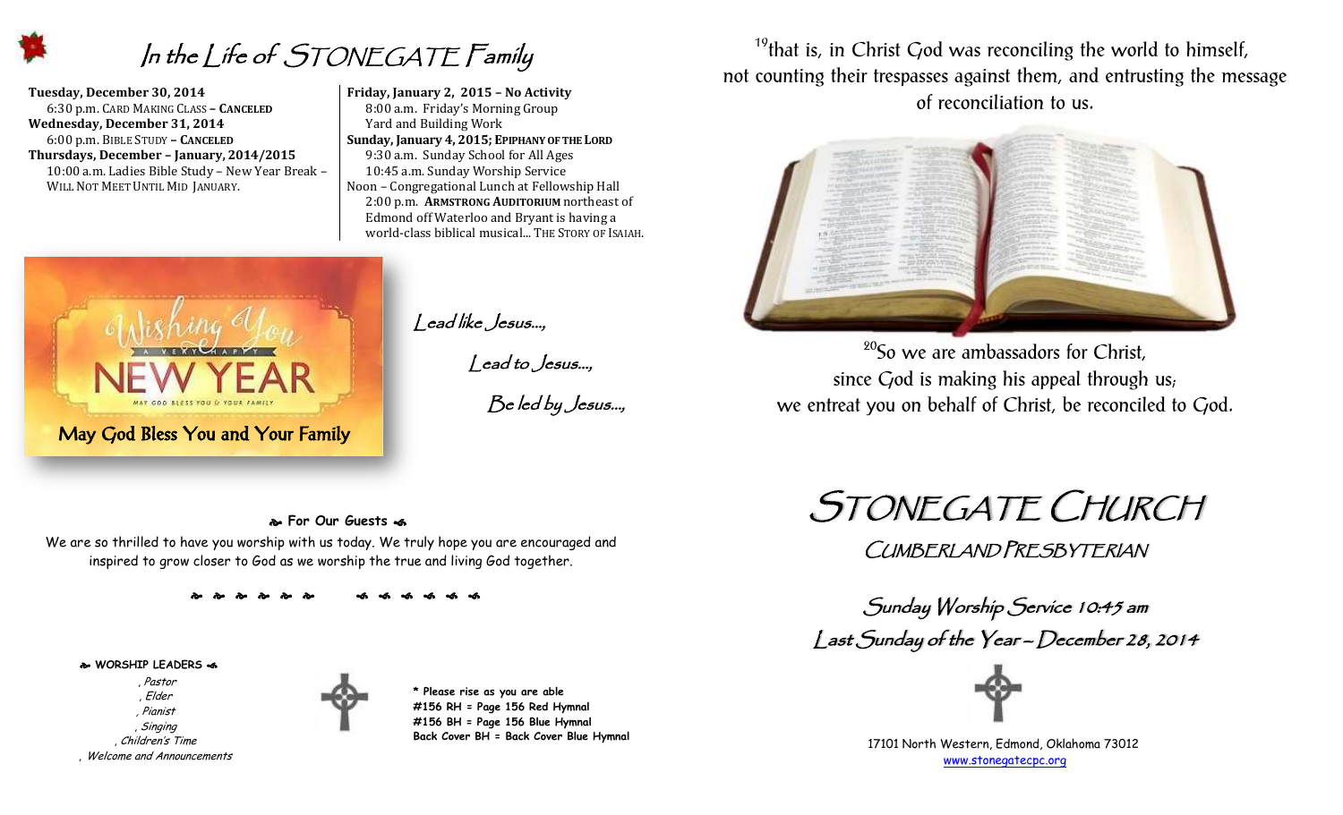# In the Life of STONEGATE Family

**Tuesday, December 30, 2014**
6:30 p.m. CARD MAKING CLASS – **CANCELED**
**Wednesday, December 31, 2014**
6:00 p.m. BIBLE STUDY – **CANCELED**
**Thursdays, December – January, 2014/2015**
10:00 a.m. Ladies Bible Study – New Year Break – WILL NOT MEET UNTIL MID JANUARY.

**Friday, January 2, 2015 – No Activity**
8:00 a.m. Friday's Morning Group
Yard and Building Work
**Sunday, January 4, 2015; EPIPHANY OF THE LORD**
9:30 a.m. Sunday School for All Ages
10:45 a.m. Sunday Worship Service
Noon – Congregational Lunch at Fellowship Hall
2:00 p.m. **ARMSTRONG AUDITORIUM** northeast of Edmond off Waterloo and Bryant is having a world-class biblical musical... THE STORY OF ISAIAH.

Wishing You A VERY HAPPY NEW YEAR
MAY GOD BLESS YOU & YOUR FAMILY
May God Bless You and Your Family

*Lead like Jesus...,*
*Lead to Jesus...,*
*Be led by Jesus...,*

**For Our Guests**

We are so thrilled to have you worship with us today. We truly hope you are encouraged and inspired to grow closer to God as we worship the true and living God together.

**WORSHIP LEADERS**

*, Pastor*
*, Elder*
*, Pianist*
*, Singing*
*, Children's Time*
*, Welcome and Announcements*

**\* Please rise as you are able**
**#156 RH = Page 156 Red Hymnal**
**#156 BH = Page 156 Blue Hymnal**
**Back Cover BH = Back Cover Blue Hymnal**

[19]that is, in Christ God was reconciling the world to himself, not counting their trespasses against them, and entrusting the message of reconciliation to us.

[20]So we are ambassadors for Christ, since God is making his appeal through us; we entreat you on behalf of Christ, be reconciled to God.

# STONEGATE CHURCH

## CUMBERLAND PRESBYTERIAN

*Sunday Worship Service 10:45 am*
*Last Sunday of the Year – December 28, 2014*

17101 North Western, Edmond, Oklahoma 73012
www.stonegatecpc.org